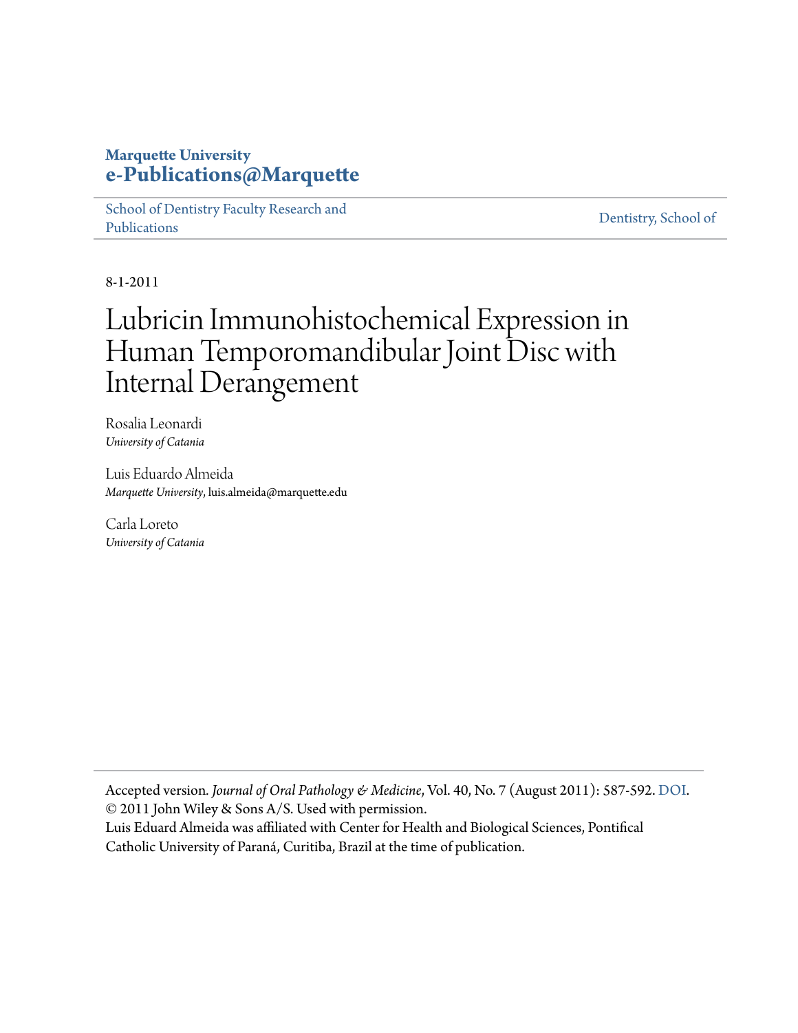**Marquette University**
**e-Publications@Marquette**

School of Dentistry Faculty Research and Publications | Dentistry, School of

8-1-2011

# Lubricin Immunohistochemical Expression in Human Temporomandibular Joint Disc with Internal Derangement

Rosalia Leonardi
*University of Catania*

Luis Eduardo Almeida
*Marquette University*, luis.almeida@marquette.edu

Carla Loreto
*University of Catania*

Accepted version. *Journal of Oral Pathology & Medicine*, Vol. 40, No. 7 (August 2011): 587-592. DOI.
© 2011 John Wiley & Sons A/S. Used with permission.
Luis Eduard Almeida was affiliated with Center for Health and Biological Sciences, Pontifical Catholic University of Paraná, Curitiba, Brazil at the time of publication.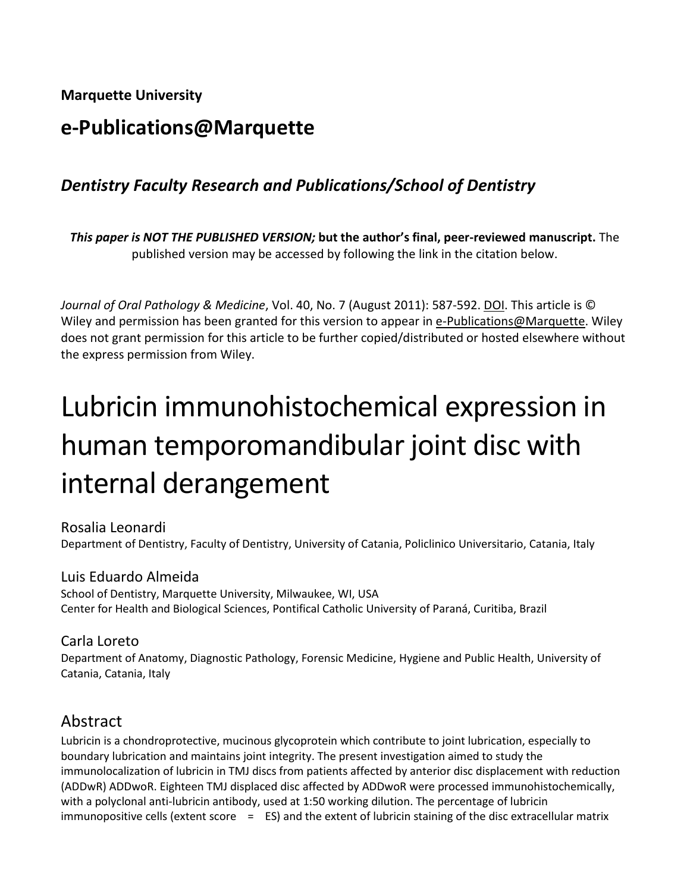**Marquette University**

## e-Publications@Marquette

### *Dentistry Faculty Research and Publications/School of Dentistry*

***This paper is NOT THE PUBLISHED VERSION;* but the author's final, peer-reviewed manuscript.** The published version may be accessed by following the link in the citation below.

*Journal of Oral Pathology & Medicine*, Vol. 40, No. 7 (August 2011): 587-592. DOI. This article is © Wiley and permission has been granted for this version to appear in e-Publications@Marquette. Wiley does not grant permission for this article to be further copied/distributed or hosted elsewhere without the express permission from Wiley.

# Lubricin immunohistochemical expression in human temporomandibular joint disc with internal derangement

Rosalia Leonardi
Department of Dentistry, Faculty of Dentistry, University of Catania, Policlinico Universitario, Catania, Italy

Luis Eduardo Almeida
School of Dentistry, Marquette University, Milwaukee, WI, USA
Center for Health and Biological Sciences, Pontifical Catholic University of Paraná, Curitiba, Brazil

Carla Loreto
Department of Anatomy, Diagnostic Pathology, Forensic Medicine, Hygiene and Public Health, University of Catania, Catania, Italy

## Abstract

Lubricin is a chondroprotective, mucinous glycoprotein which contribute to joint lubrication, especially to boundary lubrication and maintains joint integrity. The present investigation aimed to study the immunolocalization of lubricin in TMJ discs from patients affected by anterior disc displacement with reduction (ADDwR) ADDwoR. Eighteen TMJ displaced disc affected by ADDwoR were processed immunohistochemically, with a polyclonal anti-lubricin antibody, used at 1:50 working dilution. The percentage of lubricin immunopositive cells (extent score = ES) and the extent of lubricin staining of the disc extracellular matrix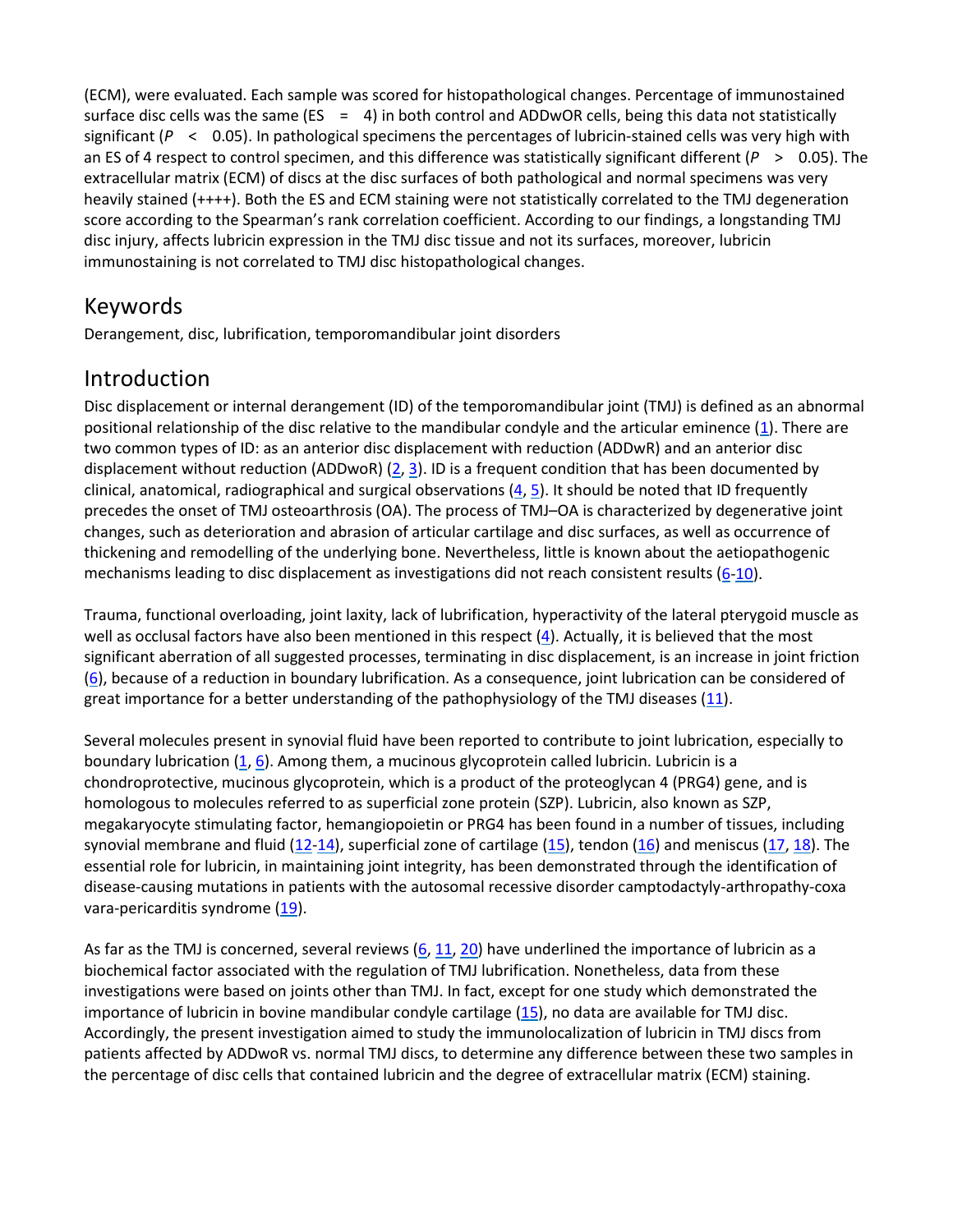(ECM), were evaluated. Each sample was scored for histopathological changes. Percentage of immunostained surface disc cells was the same (ES = 4) in both control and ADDwOR cells, being this data not statistically significant ($P < 0.05$). In pathological specimens the percentages of lubricin-stained cells was very high with an ES of 4 respect to control specimen, and this difference was statistically significant different ($P > 0.05$). The extracellular matrix (ECM) of discs at the disc surfaces of both pathological and normal specimens was very heavily stained (++++). Both the ES and ECM staining were not statistically correlated to the TMJ degeneration score according to the Spearman's rank correlation coefficient. According to our findings, a longstanding TMJ disc injury, affects lubricin expression in the TMJ disc tissue and not its surfaces, moreover, lubricin immunostaining is not correlated to TMJ disc histopathological changes.

## Keywords

Derangement, disc, lubrification, temporomandibular joint disorders

## Introduction

Disc displacement or internal derangement (ID) of the temporomandibular joint (TMJ) is defined as an abnormal positional relationship of the disc relative to the mandibular condyle and the articular eminence (1). There are two common types of ID: as an anterior disc displacement with reduction (ADDwR) and an anterior disc displacement without reduction (ADDwoR) (2, 3). ID is a frequent condition that has been documented by clinical, anatomical, radiographical and surgical observations (4, 5). It should be noted that ID frequently precedes the onset of TMJ osteoarthrosis (OA). The process of TMJ–OA is characterized by degenerative joint changes, such as deterioration and abrasion of articular cartilage and disc surfaces, as well as occurrence of thickening and remodelling of the underlying bone. Nevertheless, little is known about the aetiopathogenic mechanisms leading to disc displacement as investigations did not reach consistent results (6-10).

Trauma, functional overloading, joint laxity, lack of lubrification, hyperactivity of the lateral pterygoid muscle as well as occlusal factors have also been mentioned in this respect (4). Actually, it is believed that the most significant aberration of all suggested processes, terminating in disc displacement, is an increase in joint friction (6), because of a reduction in boundary lubrification. As a consequence, joint lubrication can be considered of great importance for a better understanding of the pathophysiology of the TMJ diseases (11).

Several molecules present in synovial fluid have been reported to contribute to joint lubrication, especially to boundary lubrication (1, 6). Among them, a mucinous glycoprotein called lubricin. Lubricin is a chondroprotective, mucinous glycoprotein, which is a product of the proteoglycan 4 (PRG4) gene, and is homologous to molecules referred to as superficial zone protein (SZP). Lubricin, also known as SZP, megakaryocyte stimulating factor, hemangiopoietin or PRG4 has been found in a number of tissues, including synovial membrane and fluid (12-14), superficial zone of cartilage (15), tendon (16) and meniscus (17, 18). The essential role for lubricin, in maintaining joint integrity, has been demonstrated through the identification of disease-causing mutations in patients with the autosomal recessive disorder camptodactyly-arthropathy-coxa vara-pericarditis syndrome (19).

As far as the TMJ is concerned, several reviews (6, 11, 20) have underlined the importance of lubricin as a biochemical factor associated with the regulation of TMJ lubrification. Nonetheless, data from these investigations were based on joints other than TMJ. In fact, except for one study which demonstrated the importance of lubricin in bovine mandibular condyle cartilage (15), no data are available for TMJ disc. Accordingly, the present investigation aimed to study the immunolocalization of lubricin in TMJ discs from patients affected by ADDwoR vs. normal TMJ discs, to determine any difference between these two samples in the percentage of disc cells that contained lubricin and the degree of extracellular matrix (ECM) staining.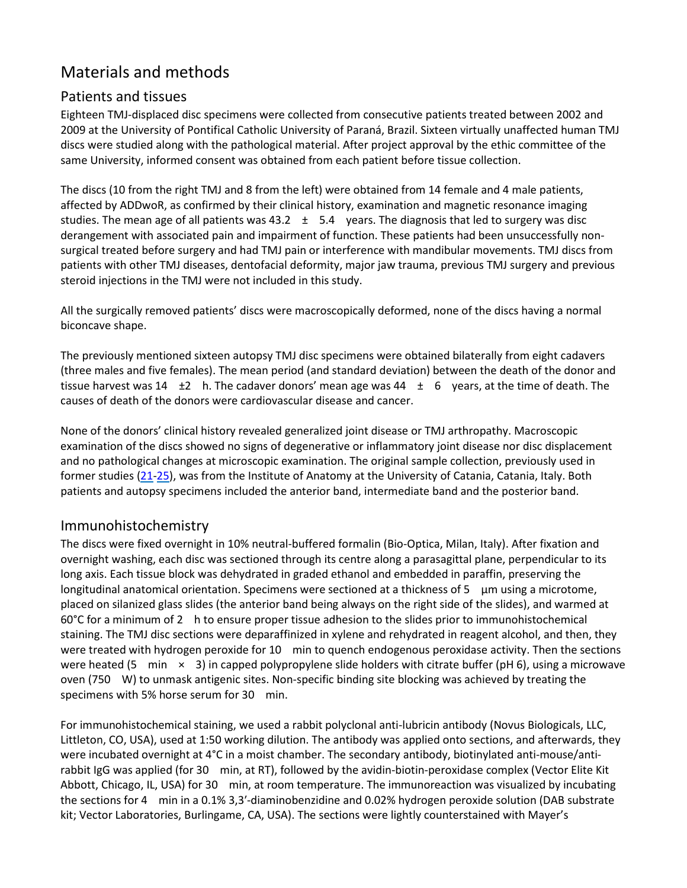# Materials and methods

## Patients and tissues

Eighteen TMJ-displaced disc specimens were collected from consecutive patients treated between 2002 and 2009 at the University of Pontifical Catholic University of Paraná, Brazil. Sixteen virtually unaffected human TMJ discs were studied along with the pathological material. After project approval by the ethic committee of the same University, informed consent was obtained from each patient before tissue collection.

The discs (10 from the right TMJ and 8 from the left) were obtained from 14 female and 4 male patients, affected by ADDwoR, as confirmed by their clinical history, examination and magnetic resonance imaging studies. The mean age of all patients was 43.2 ± 5.4 years. The diagnosis that led to surgery was disc derangement with associated pain and impairment of function. These patients had been unsuccessfully non-surgical treated before surgery and had TMJ pain or interference with mandibular movements. TMJ discs from patients with other TMJ diseases, dentofacial deformity, major jaw trauma, previous TMJ surgery and previous steroid injections in the TMJ were not included in this study.

All the surgically removed patients' discs were macroscopically deformed, none of the discs having a normal biconcave shape.

The previously mentioned sixteen autopsy TMJ disc specimens were obtained bilaterally from eight cadavers (three males and five females). The mean period (and standard deviation) between the death of the donor and tissue harvest was 14 ±2 h. The cadaver donors' mean age was 44 ± 6 years, at the time of death. The causes of death of the donors were cardiovascular disease and cancer.

None of the donors' clinical history revealed generalized joint disease or TMJ arthropathy. Macroscopic examination of the discs showed no signs of degenerative or inflammatory joint disease nor disc displacement and no pathological changes at microscopic examination. The original sample collection, previously used in former studies (21-25), was from the Institute of Anatomy at the University of Catania, Catania, Italy. Both patients and autopsy specimens included the anterior band, intermediate band and the posterior band.

## Immunohistochemistry

The discs were fixed overnight in 10% neutral-buffered formalin (Bio-Optica, Milan, Italy). After fixation and overnight washing, each disc was sectioned through its centre along a parasagittal plane, perpendicular to its long axis. Each tissue block was dehydrated in graded ethanol and embedded in paraffin, preserving the longitudinal anatomical orientation. Specimens were sectioned at a thickness of 5 µm using a microtome, placed on silanized glass slides (the anterior band being always on the right side of the slides), and warmed at 60°C for a minimum of 2 h to ensure proper tissue adhesion to the slides prior to immunohistochemical staining. The TMJ disc sections were deparaffinized in xylene and rehydrated in reagent alcohol, and then, they were treated with hydrogen peroxide for 10 min to quench endogenous peroxidase activity. Then the sections were heated (5 min × 3) in capped polypropylene slide holders with citrate buffer (pH 6), using a microwave oven (750 W) to unmask antigenic sites. Non-specific binding site blocking was achieved by treating the specimens with 5% horse serum for 30 min.

For immunohistochemical staining, we used a rabbit polyclonal anti-lubricin antibody (Novus Biologicals, LLC, Littleton, CO, USA), used at 1:50 working dilution. The antibody was applied onto sections, and afterwards, they were incubated overnight at 4°C in a moist chamber. The secondary antibody, biotinylated anti-mouse/anti-rabbit IgG was applied (for 30 min, at RT), followed by the avidin-biotin-peroxidase complex (Vector Elite Kit Abbott, Chicago, IL, USA) for 30 min, at room temperature. The immunoreaction was visualized by incubating the sections for 4 min in a 0.1% 3,3′-diaminobenzidine and 0.02% hydrogen peroxide solution (DAB substrate kit; Vector Laboratories, Burlingame, CA, USA). The sections were lightly counterstained with Mayer's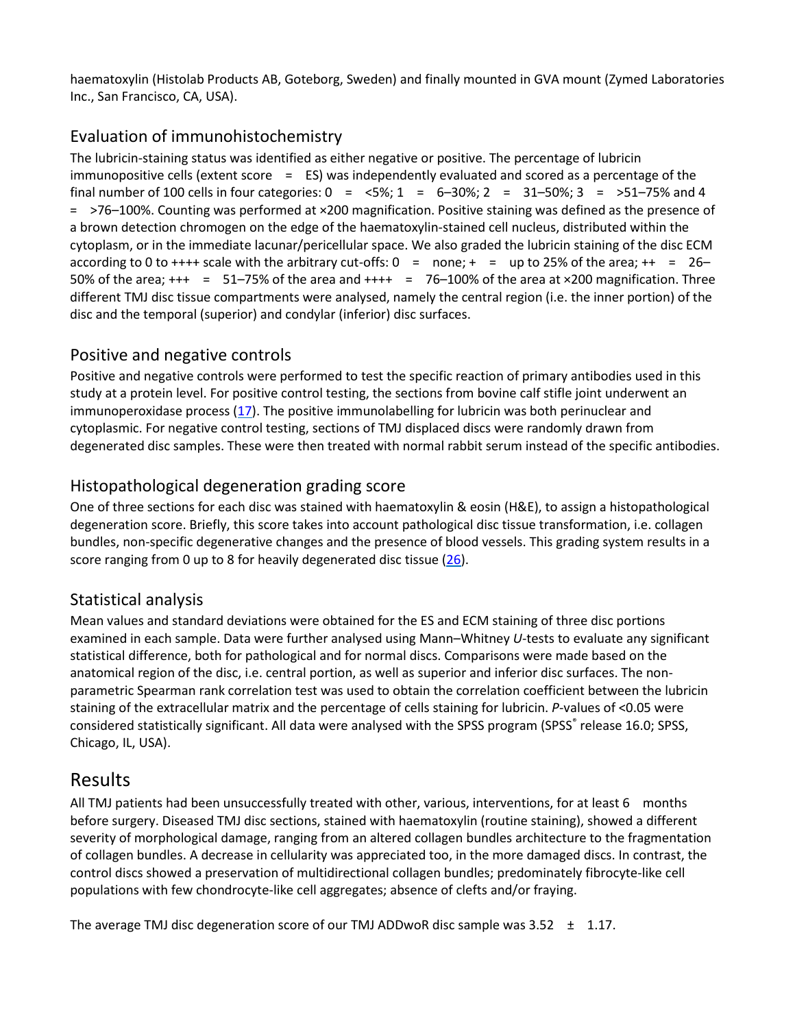haematoxylin (Histolab Products AB, Goteborg, Sweden) and finally mounted in GVA mount (Zymed Laboratories Inc., San Francisco, CA, USA).

## Evaluation of immunohistochemistry

The lubricin-staining status was identified as either negative or positive. The percentage of lubricin immunopositive cells (extent score = ES) was independently evaluated and scored as a percentage of the final number of 100 cells in four categories: 0 = <5%; 1 = 6–30%; 2 = 31–50%; 3 = >51–75% and 4 = >76–100%. Counting was performed at ×200 magnification. Positive staining was defined as the presence of a brown detection chromogen on the edge of the haematoxylin-stained cell nucleus, distributed within the cytoplasm, or in the immediate lacunar/pericellular space. We also graded the lubricin staining of the disc ECM according to 0 to ++++ scale with the arbitrary cut-offs: 0 = none; + = up to 25% of the area; ++ = 26–50% of the area; +++ = 51–75% of the area and ++++ = 76–100% of the area at ×200 magnification. Three different TMJ disc tissue compartments were analysed, namely the central region (i.e. the inner portion) of the disc and the temporal (superior) and condylar (inferior) disc surfaces.

## Positive and negative controls

Positive and negative controls were performed to test the specific reaction of primary antibodies used in this study at a protein level. For positive control testing, the sections from bovine calf stifle joint underwent an immunoperoxidase process (17). The positive immunolabelling for lubricin was both perinuclear and cytoplasmic. For negative control testing, sections of TMJ displaced discs were randomly drawn from degenerated disc samples. These were then treated with normal rabbit serum instead of the specific antibodies.

## Histopathological degeneration grading score

One of three sections for each disc was stained with haematoxylin & eosin (H&E), to assign a histopathological degeneration score. Briefly, this score takes into account pathological disc tissue transformation, i.e. collagen bundles, non-specific degenerative changes and the presence of blood vessels. This grading system results in a score ranging from 0 up to 8 for heavily degenerated disc tissue (26).

## Statistical analysis

Mean values and standard deviations were obtained for the ES and ECM staining of three disc portions examined in each sample. Data were further analysed using Mann–Whitney *U*-tests to evaluate any significant statistical difference, both for pathological and for normal discs. Comparisons were made based on the anatomical region of the disc, i.e. central portion, as well as superior and inferior disc surfaces. The non-parametric Spearman rank correlation test was used to obtain the correlation coefficient between the lubricin staining of the extracellular matrix and the percentage of cells staining for lubricin. *P*-values of <0.05 were considered statistically significant. All data were analysed with the SPSS program (SPSS® release 16.0; SPSS, Chicago, IL, USA).

# Results

All TMJ patients had been unsuccessfully treated with other, various, interventions, for at least 6 months before surgery. Diseased TMJ disc sections, stained with haematoxylin (routine staining), showed a different severity of morphological damage, ranging from an altered collagen bundles architecture to the fragmentation of collagen bundles. A decrease in cellularity was appreciated too, in the more damaged discs. In contrast, the control discs showed a preservation of multidirectional collagen bundles; predominately fibrocyte-like cell populations with few chondrocyte-like cell aggregates; absence of clefts and/or fraying.

The average TMJ disc degeneration score of our TMJ ADDwoR disc sample was 3.52 ± 1.17.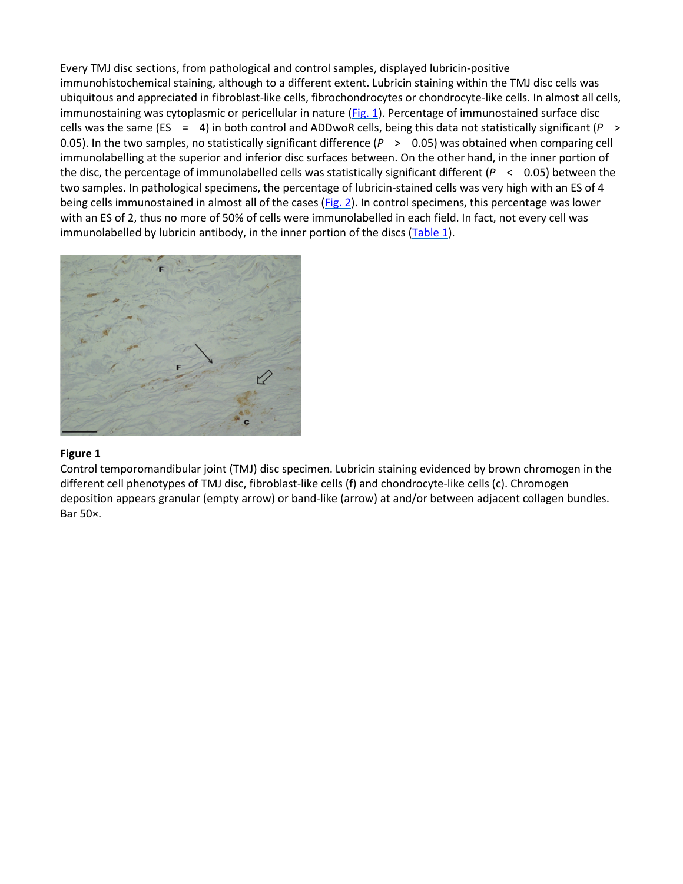Every TMJ disc sections, from pathological and control samples, displayed lubricin-positive immunohistochemical staining, although to a different extent. Lubricin staining within the TMJ disc cells was ubiquitous and appreciated in fibroblast-like cells, fibrochondrocytes or chondrocyte-like cells. In almost all cells, immunostaining was cytoplasmic or pericellular in nature (Fig. 1). Percentage of immunostained surface disc cells was the same (ES = 4) in both control and ADDwoR cells, being this data not statistically significant ($P > 0.05$). In the two samples, no statistically significant difference ($P > 0.05$) was obtained when comparing cell immunolabelling at the superior and inferior disc surfaces between. On the other hand, in the inner portion of the disc, the percentage of immunolabelled cells was statistically significant different ($P < 0.05$) between the two samples. In pathological specimens, the percentage of lubricin-stained cells was very high with an ES of 4 being cells immunostained in almost all of the cases (Fig. 2). In control specimens, this percentage was lower with an ES of 2, thus no more of 50% of cells were immunolabelled in each field. In fact, not every cell was immunolabelled by lubricin antibody, in the inner portion of the discs (Table 1).

**Figure 1**

Control temporomandibular joint (TMJ) disc specimen. Lubricin staining evidenced by brown chromogen in the different cell phenotypes of TMJ disc, fibroblast-like cells (f) and chondrocyte-like cells (c). Chromogen deposition appears granular (empty arrow) or band-like (arrow) at and/or between adjacent collagen bundles. Bar 50×.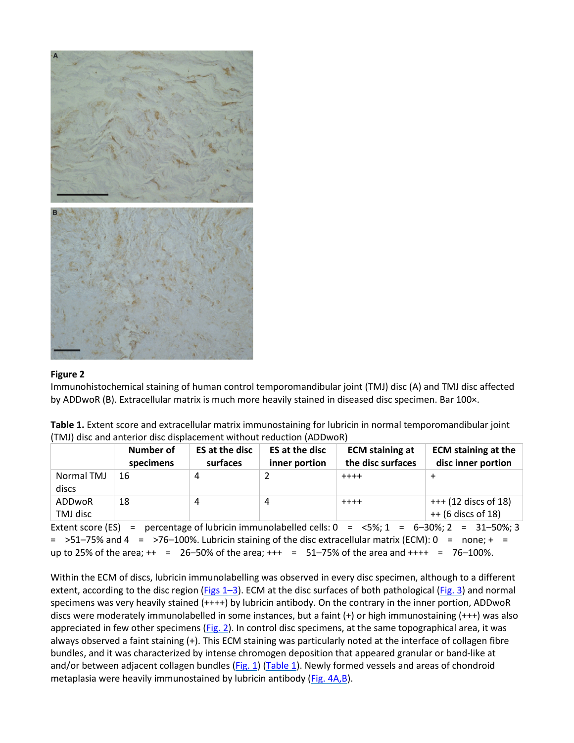**Figure 2**

Immunohistochemical staining of human control temporomandibular joint (TMJ) disc (A) and TMJ disc affected by ADDwoR (B). Extracellular matrix is much more heavily stained in diseased disc specimen. Bar 100×.

**Table 1.** Extent score and extracellular matrix immunostaining for lubricin in normal temporomandibular joint (TMJ) disc and anterior disc displacement without reduction (ADDwoR)

| | Number of specimens | ES at the disc surfaces | ES at the disc inner portion | ECM staining at the disc surfaces | ECM staining at the disc inner portion |
|---|---|---|---|---|---|
| Normal TMJ discs | 16 | 4 | 2 | ++++ | + |
| ADDwoR TMJ disc | 18 | 4 | 4 | ++++ | +++ (12 discs of 18)<br>++ (6 discs of 18) |

Extent score (ES) = percentage of lubricin immunolabelled cells: 0 = <5%; 1 = 6–30%; 2 = 31–50%; 3 = >51–75% and 4 = >76–100%. Lubricin staining of the disc extracellular matrix (ECM): 0 = none; + = up to 25% of the area; ++ = 26–50% of the area; +++ = 51–75% of the area and ++++ = 76–100%.

Within the ECM of discs, lubricin immunolabelling was observed in every disc specimen, although to a different extent, according to the disc region (Figs 1–3). ECM at the disc surfaces of both pathological (Fig. 3) and normal specimens was very heavily stained (++++) by lubricin antibody. On the contrary in the inner portion, ADDwoR discs were moderately immunolabelled in some instances, but a faint (+) or high immunostaining (+++) was also appreciated in few other specimens (Fig. 2). In control disc specimens, at the same topographical area, it was always observed a faint staining (+). This ECM staining was particularly noted at the interface of collagen fibre bundles, and it was characterized by intense chromogen deposition that appeared granular or band-like at and/or between adjacent collagen bundles (Fig. 1) (Table 1). Newly formed vessels and areas of chondroid metaplasia were heavily immunostained by lubricin antibody (Fig. 4A,B).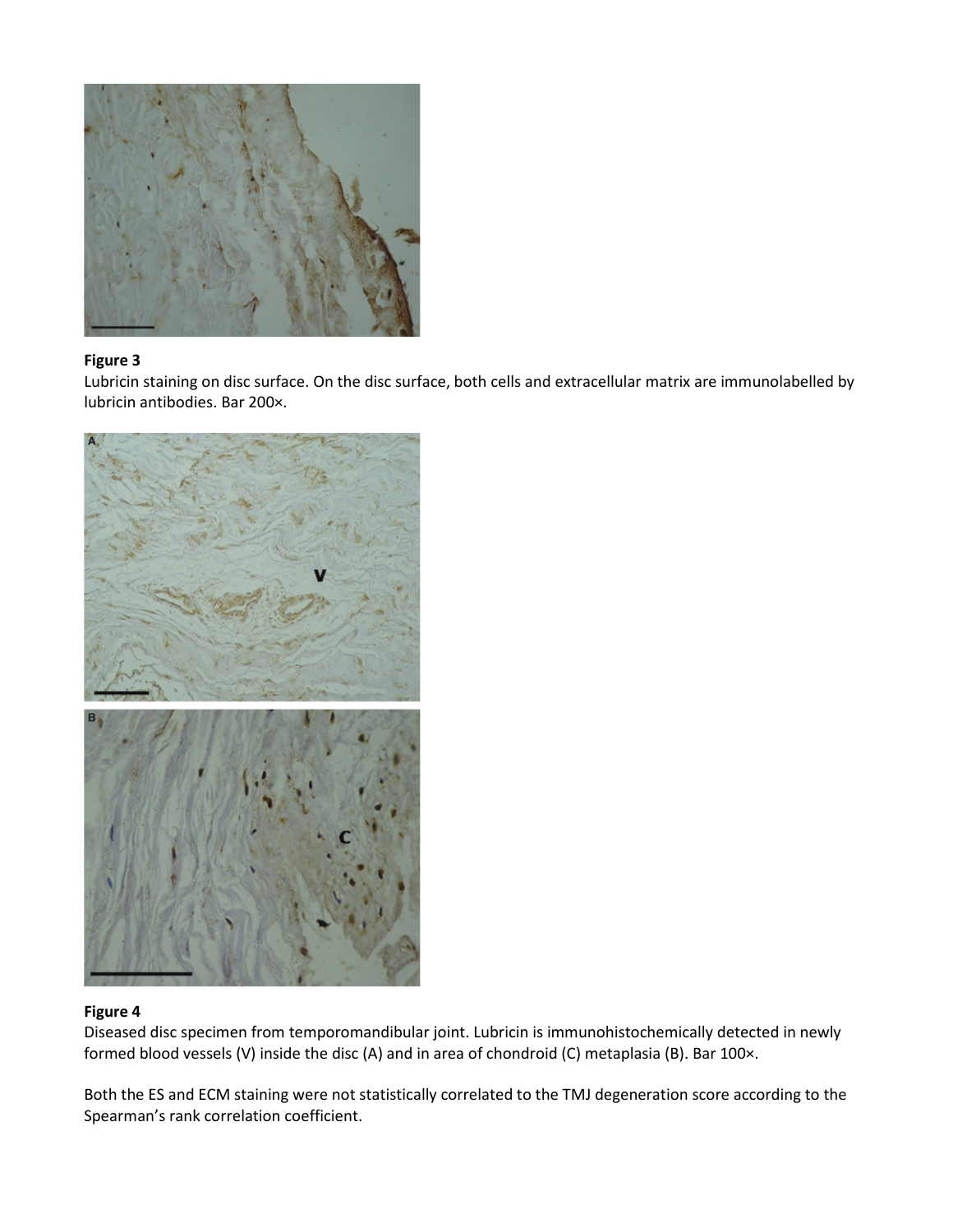**Figure 3**

Lubricin staining on disc surface. On the disc surface, both cells and extracellular matrix are immunolabelled by lubricin antibodies. Bar 200×.

**Figure 4**

Diseased disc specimen from temporomandibular joint. Lubricin is immunohistochemically detected in newly formed blood vessels (V) inside the disc (A) and in area of chondroid (C) metaplasia (B). Bar 100×.

Both the ES and ECM staining were not statistically correlated to the TMJ degeneration score according to the Spearman's rank correlation coefficient.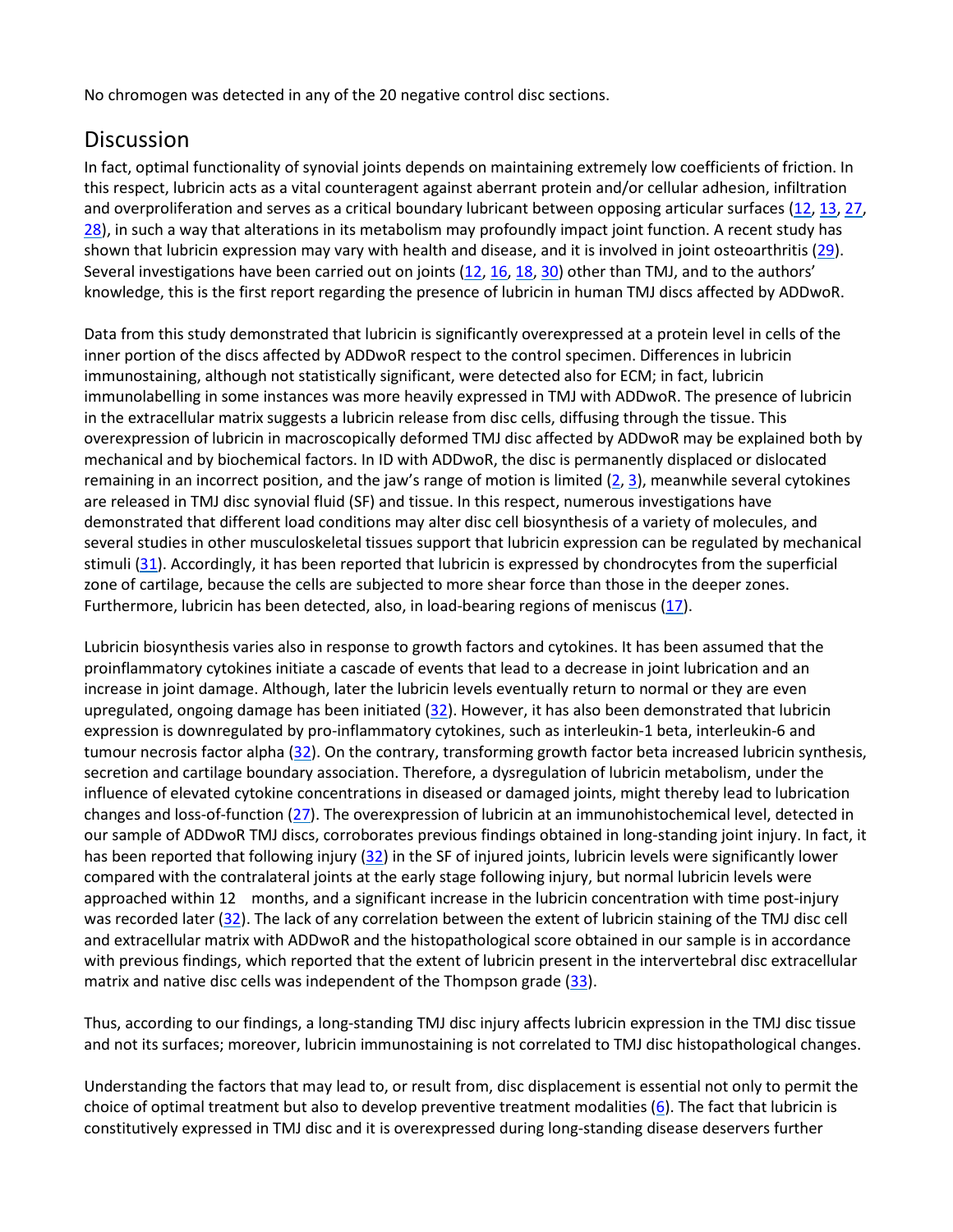No chromogen was detected in any of the 20 negative control disc sections.

## Discussion

In fact, optimal functionality of synovial joints depends on maintaining extremely low coefficients of friction. In this respect, lubricin acts as a vital counteragent against aberrant protein and/or cellular adhesion, infiltration and overproliferation and serves as a critical boundary lubricant between opposing articular surfaces (12, 13, 27, 28), in such a way that alterations in its metabolism may profoundly impact joint function. A recent study has shown that lubricin expression may vary with health and disease, and it is involved in joint osteoarthritis (29). Several investigations have been carried out on joints (12, 16, 18, 30) other than TMJ, and to the authors' knowledge, this is the first report regarding the presence of lubricin in human TMJ discs affected by ADDwoR.

Data from this study demonstrated that lubricin is significantly overexpressed at a protein level in cells of the inner portion of the discs affected by ADDwoR respect to the control specimen. Differences in lubricin immunostaining, although not statistically significant, were detected also for ECM; in fact, lubricin immunolabelling in some instances was more heavily expressed in TMJ with ADDwoR. The presence of lubricin in the extracellular matrix suggests a lubricin release from disc cells, diffusing through the tissue. This overexpression of lubricin in macroscopically deformed TMJ disc affected by ADDwoR may be explained both by mechanical and by biochemical factors. In ID with ADDwoR, the disc is permanently displaced or dislocated remaining in an incorrect position, and the jaw's range of motion is limited (2, 3), meanwhile several cytokines are released in TMJ disc synovial fluid (SF) and tissue. In this respect, numerous investigations have demonstrated that different load conditions may alter disc cell biosynthesis of a variety of molecules, and several studies in other musculoskeletal tissues support that lubricin expression can be regulated by mechanical stimuli (31). Accordingly, it has been reported that lubricin is expressed by chondrocytes from the superficial zone of cartilage, because the cells are subjected to more shear force than those in the deeper zones. Furthermore, lubricin has been detected, also, in load-bearing regions of meniscus (17).

Lubricin biosynthesis varies also in response to growth factors and cytokines. It has been assumed that the proinflammatory cytokines initiate a cascade of events that lead to a decrease in joint lubrication and an increase in joint damage. Although, later the lubricin levels eventually return to normal or they are even upregulated, ongoing damage has been initiated (32). However, it has also been demonstrated that lubricin expression is downregulated by pro-inflammatory cytokines, such as interleukin-1 beta, interleukin-6 and tumour necrosis factor alpha (32). On the contrary, transforming growth factor beta increased lubricin synthesis, secretion and cartilage boundary association. Therefore, a dysregulation of lubricin metabolism, under the influence of elevated cytokine concentrations in diseased or damaged joints, might thereby lead to lubrication changes and loss-of-function (27). The overexpression of lubricin at an immunohistochemical level, detected in our sample of ADDwoR TMJ discs, corroborates previous findings obtained in long-standing joint injury. In fact, it has been reported that following injury (32) in the SF of injured joints, lubricin levels were significantly lower compared with the contralateral joints at the early stage following injury, but normal lubricin levels were approached within 12 months, and a significant increase in the lubricin concentration with time post-injury was recorded later (32). The lack of any correlation between the extent of lubricin staining of the TMJ disc cell and extracellular matrix with ADDwoR and the histopathological score obtained in our sample is in accordance with previous findings, which reported that the extent of lubricin present in the intervertebral disc extracellular matrix and native disc cells was independent of the Thompson grade (33).

Thus, according to our findings, a long-standing TMJ disc injury affects lubricin expression in the TMJ disc tissue and not its surfaces; moreover, lubricin immunostaining is not correlated to TMJ disc histopathological changes.

Understanding the factors that may lead to, or result from, disc displacement is essential not only to permit the choice of optimal treatment but also to develop preventive treatment modalities (6). The fact that lubricin is constitutively expressed in TMJ disc and it is overexpressed during long-standing disease deservers further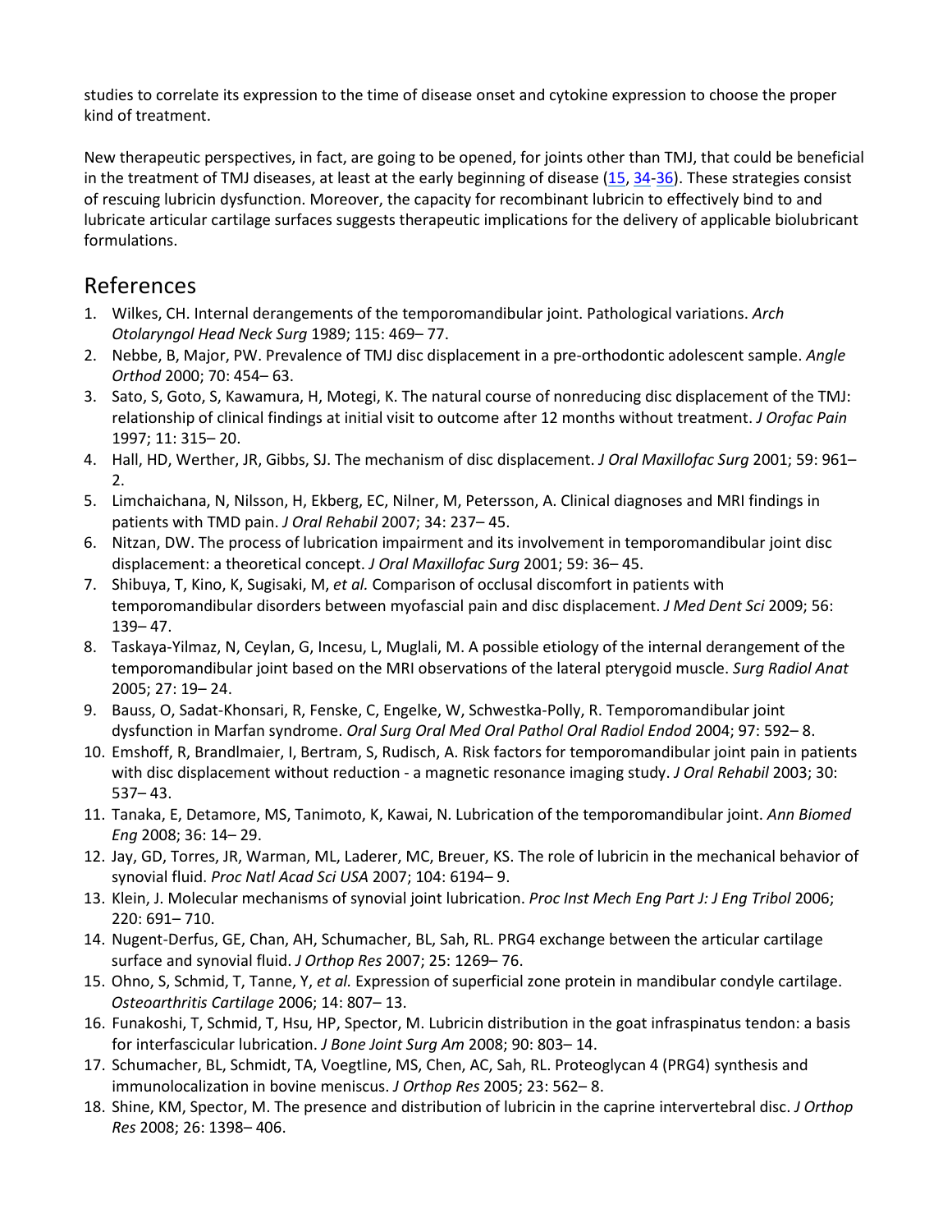studies to correlate its expression to the time of disease onset and cytokine expression to choose the proper kind of treatment.

New therapeutic perspectives, in fact, are going to be opened, for joints other than TMJ, that could be beneficial in the treatment of TMJ diseases, at least at the early beginning of disease (15, 34-36). These strategies consist of rescuing lubricin dysfunction. Moreover, the capacity for recombinant lubricin to effectively bind to and lubricate articular cartilage surfaces suggests therapeutic implications for the delivery of applicable biolubricant formulations.

## References

1. Wilkes, CH. Internal derangements of the temporomandibular joint. Pathological variations. *Arch Otolaryngol Head Neck Surg* 1989; 115: 469– 77.
2. Nebbe, B, Major, PW. Prevalence of TMJ disc displacement in a pre-orthodontic adolescent sample. *Angle Orthod* 2000; 70: 454– 63.
3. Sato, S, Goto, S, Kawamura, H, Motegi, K. The natural course of nonreducing disc displacement of the TMJ: relationship of clinical findings at initial visit to outcome after 12 months without treatment. *J Orofac Pain* 1997; 11: 315– 20.
4. Hall, HD, Werther, JR, Gibbs, SJ. The mechanism of disc displacement. *J Oral Maxillofac Surg* 2001; 59: 961– 2.
5. Limchaichana, N, Nilsson, H, Ekberg, EC, Nilner, M, Petersson, A. Clinical diagnoses and MRI findings in patients with TMD pain. *J Oral Rehabil* 2007; 34: 237– 45.
6. Nitzan, DW. The process of lubrication impairment and its involvement in temporomandibular joint disc displacement: a theoretical concept. *J Oral Maxillofac Surg* 2001; 59: 36– 45.
7. Shibuya, T, Kino, K, Sugisaki, M, *et al.* Comparison of occlusal discomfort in patients with temporomandibular disorders between myofascial pain and disc displacement. *J Med Dent Sci* 2009; 56: 139– 47.
8. Taskaya-Yilmaz, N, Ceylan, G, Incesu, L, Muglali, M. A possible etiology of the internal derangement of the temporomandibular joint based on the MRI observations of the lateral pterygoid muscle. *Surg Radiol Anat* 2005; 27: 19– 24.
9. Bauss, O, Sadat-Khonsari, R, Fenske, C, Engelke, W, Schwestka-Polly, R. Temporomandibular joint dysfunction in Marfan syndrome. *Oral Surg Oral Med Oral Pathol Oral Radiol Endod* 2004; 97: 592– 8.
10. Emshoff, R, Brandlmaier, I, Bertram, S, Rudisch, A. Risk factors for temporomandibular joint pain in patients with disc displacement without reduction - a magnetic resonance imaging study. *J Oral Rehabil* 2003; 30: 537– 43.
11. Tanaka, E, Detamore, MS, Tanimoto, K, Kawai, N. Lubrication of the temporomandibular joint. *Ann Biomed Eng* 2008; 36: 14– 29.
12. Jay, GD, Torres, JR, Warman, ML, Laderer, MC, Breuer, KS. The role of lubricin in the mechanical behavior of synovial fluid. *Proc Natl Acad Sci USA* 2007; 104: 6194– 9.
13. Klein, J. Molecular mechanisms of synovial joint lubrication. *Proc Inst Mech Eng Part J: J Eng Tribol* 2006; 220: 691– 710.
14. Nugent-Derfus, GE, Chan, AH, Schumacher, BL, Sah, RL. PRG4 exchange between the articular cartilage surface and synovial fluid. *J Orthop Res* 2007; 25: 1269– 76.
15. Ohno, S, Schmid, T, Tanne, Y, *et al.* Expression of superficial zone protein in mandibular condyle cartilage. *Osteoarthritis Cartilage* 2006; 14: 807– 13.
16. Funakoshi, T, Schmid, T, Hsu, HP, Spector, M. Lubricin distribution in the goat infraspinatus tendon: a basis for interfascicular lubrication. *J Bone Joint Surg Am* 2008; 90: 803– 14.
17. Schumacher, BL, Schmidt, TA, Voegtline, MS, Chen, AC, Sah, RL. Proteoglycan 4 (PRG4) synthesis and immunolocalization in bovine meniscus. *J Orthop Res* 2005; 23: 562– 8.
18. Shine, KM, Spector, M. The presence and distribution of lubricin in the caprine intervertebral disc. *J Orthop Res* 2008; 26: 1398– 406.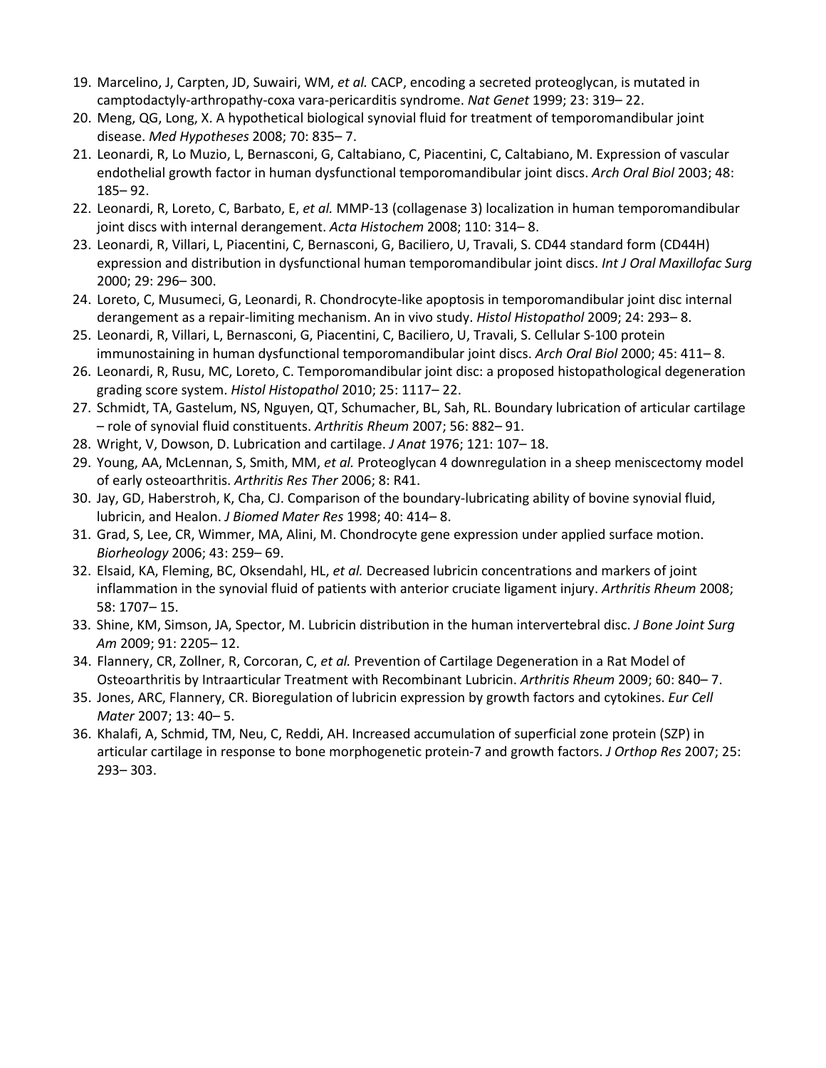19. Marcelino, J, Carpten, JD, Suwairi, WM, *et al.* CACP, encoding a secreted proteoglycan, is mutated in camptodactyly-arthropathy-coxa vara-pericarditis syndrome. *Nat Genet* 1999; 23: 319– 22.
20. Meng, QG, Long, X. A hypothetical biological synovial fluid for treatment of temporomandibular joint disease. *Med Hypotheses* 2008; 70: 835– 7.
21. Leonardi, R, Lo Muzio, L, Bernasconi, G, Caltabiano, C, Piacentini, C, Caltabiano, M. Expression of vascular endothelial growth factor in human dysfunctional temporomandibular joint discs. *Arch Oral Biol* 2003; 48: 185– 92.
22. Leonardi, R, Loreto, C, Barbato, E, *et al.* MMP-13 (collagenase 3) localization in human temporomandibular joint discs with internal derangement. *Acta Histochem* 2008; 110: 314– 8.
23. Leonardi, R, Villari, L, Piacentini, C, Bernasconi, G, Baciliero, U, Travali, S. CD44 standard form (CD44H) expression and distribution in dysfunctional human temporomandibular joint discs. *Int J Oral Maxillofac Surg* 2000; 29: 296– 300.
24. Loreto, C, Musumeci, G, Leonardi, R. Chondrocyte-like apoptosis in temporomandibular joint disc internal derangement as a repair-limiting mechanism. An in vivo study. *Histol Histopathol* 2009; 24: 293– 8.
25. Leonardi, R, Villari, L, Bernasconi, G, Piacentini, C, Baciliero, U, Travali, S. Cellular S-100 protein immunostaining in human dysfunctional temporomandibular joint discs. *Arch Oral Biol* 2000; 45: 411– 8.
26. Leonardi, R, Rusu, MC, Loreto, C. Temporomandibular joint disc: a proposed histopathological degeneration grading score system. *Histol Histopathol* 2010; 25: 1117– 22.
27. Schmidt, TA, Gastelum, NS, Nguyen, QT, Schumacher, BL, Sah, RL. Boundary lubrication of articular cartilage – role of synovial fluid constituents. *Arthritis Rheum* 2007; 56: 882– 91.
28. Wright, V, Dowson, D. Lubrication and cartilage. *J Anat* 1976; 121: 107– 18.
29. Young, AA, McLennan, S, Smith, MM, *et al.* Proteoglycan 4 downregulation in a sheep meniscectomy model of early osteoarthritis. *Arthritis Res Ther* 2006; 8: R41.
30. Jay, GD, Haberstroh, K, Cha, CJ. Comparison of the boundary-lubricating ability of bovine synovial fluid, lubricin, and Healon. *J Biomed Mater Res* 1998; 40: 414– 8.
31. Grad, S, Lee, CR, Wimmer, MA, Alini, M. Chondrocyte gene expression under applied surface motion. *Biorheology* 2006; 43: 259– 69.
32. Elsaid, KA, Fleming, BC, Oksendahl, HL, *et al.* Decreased lubricin concentrations and markers of joint inflammation in the synovial fluid of patients with anterior cruciate ligament injury. *Arthritis Rheum* 2008; 58: 1707– 15.
33. Shine, KM, Simson, JA, Spector, M. Lubricin distribution in the human intervertebral disc. *J Bone Joint Surg Am* 2009; 91: 2205– 12.
34. Flannery, CR, Zollner, R, Corcoran, C, *et al.* Prevention of Cartilage Degeneration in a Rat Model of Osteoarthritis by Intraarticular Treatment with Recombinant Lubricin. *Arthritis Rheum* 2009; 60: 840– 7.
35. Jones, ARC, Flannery, CR. Bioregulation of lubricin expression by growth factors and cytokines. *Eur Cell Mater* 2007; 13: 40– 5.
36. Khalafi, A, Schmid, TM, Neu, C, Reddi, AH. Increased accumulation of superficial zone protein (SZP) in articular cartilage in response to bone morphogenetic protein-7 and growth factors. *J Orthop Res* 2007; 25: 293– 303.